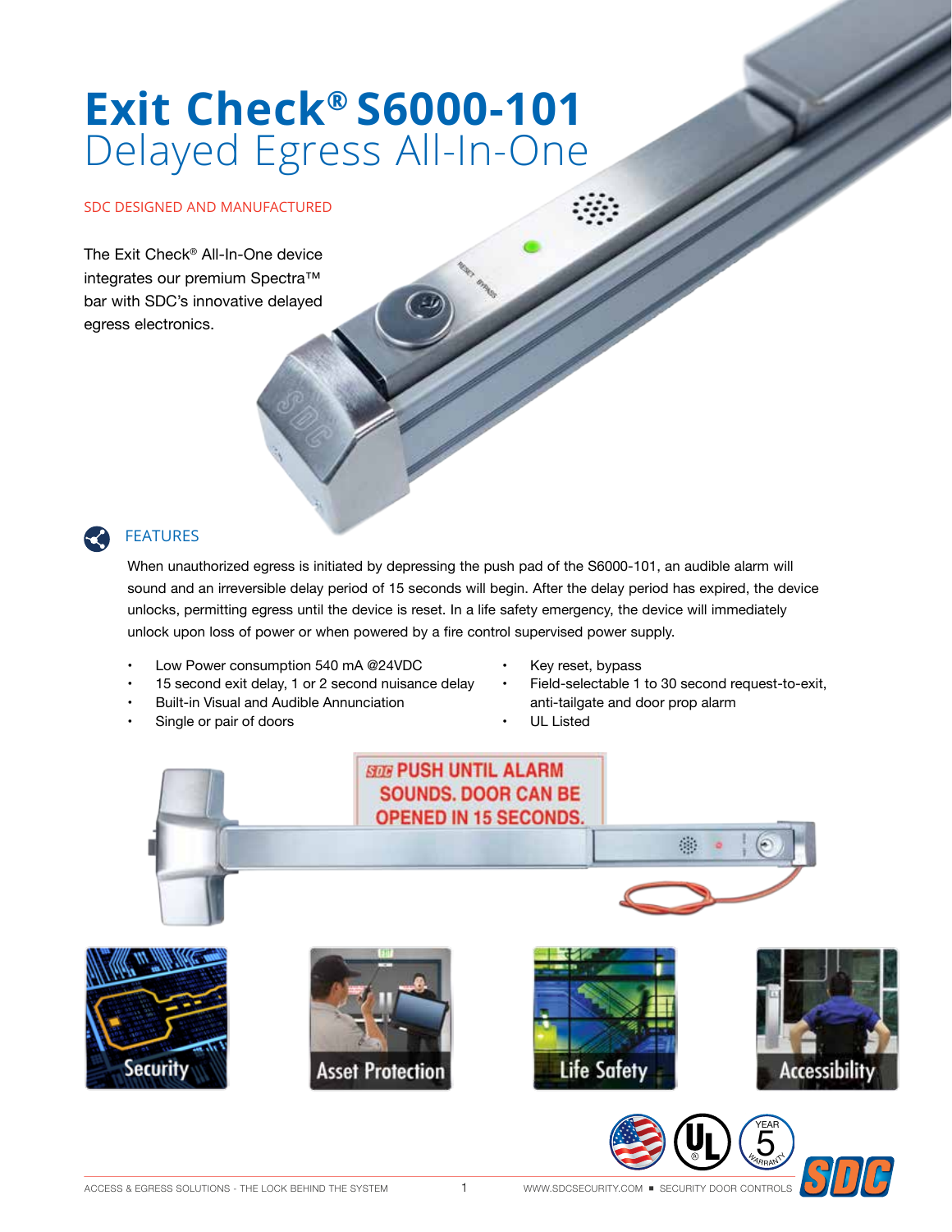# Exit Check® S6000-101
## Delayed Egress All-In-One

SDC DESIGNED AND MANUFACTURED

The Exit Check® All-In-One device integrates our premium Spectra™ bar with SDC's innovative delayed egress electronics.

### FEATURES

When unauthorized egress is initiated by depressing the push pad of the S6000-101, an audible alarm will sound and an irreversible delay period of 15 seconds will begin. After the delay period has expired, the device unlocks, permitting egress until the device is reset. In a life safety emergency, the device will immediately unlock upon loss of power or when powered by a fire control supervised power supply.

- Low Power consumption 540 mA @24VDC
- 15 second exit delay, 1 or 2 second nuisance delay
- Built-in Visual and Audible Annunciation
- Single or pair of doors
- Key reset, bypass
- Field-selectable 1 to 30 second request-to-exit, anti-tailgate and door prop alarm
- UL Listed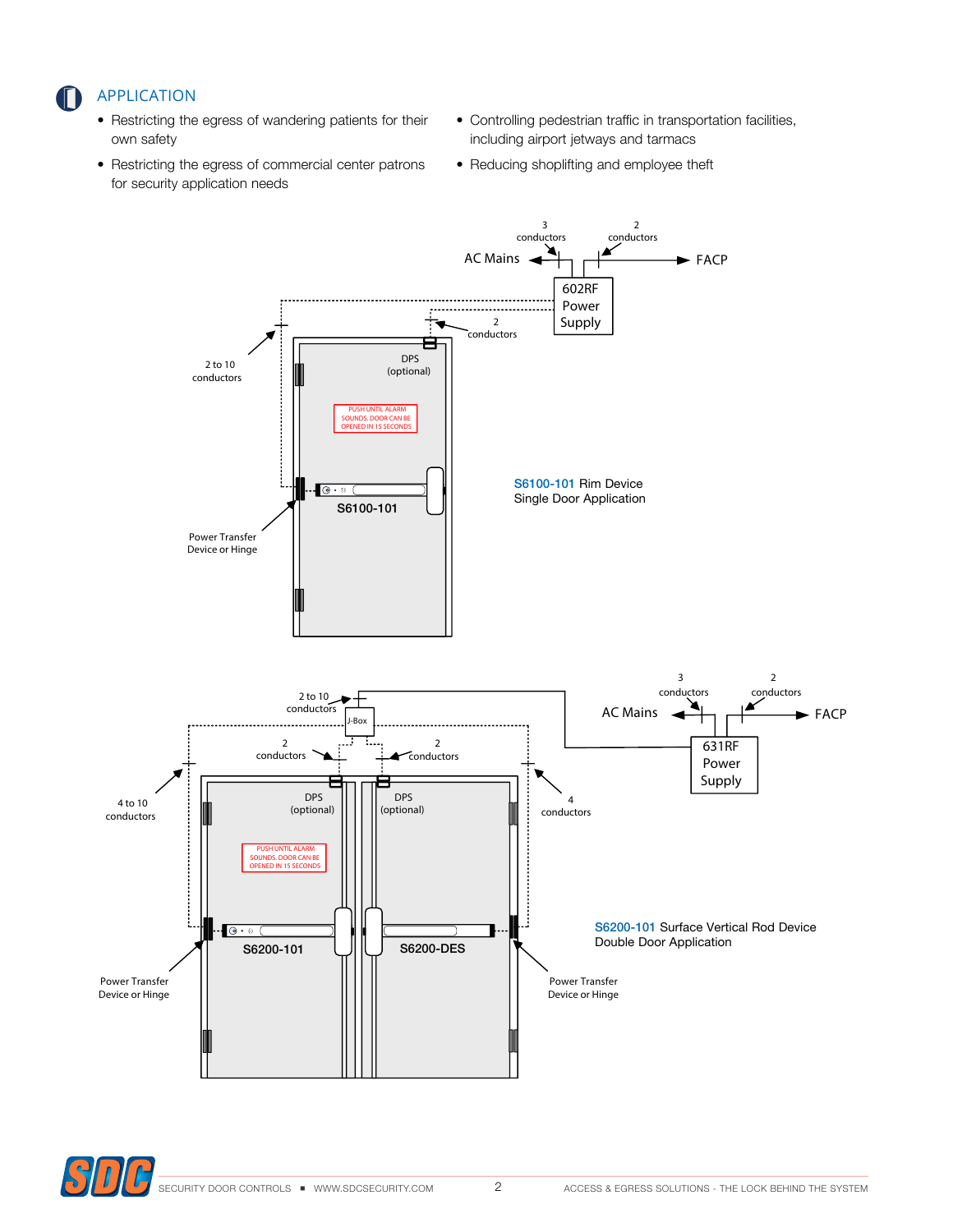## APPLICATION

- Restricting the egress of wandering patients for their own safety
- Restricting the egress of commercial center patrons for security application needs
- Controlling pedestrian traffic in transportation facilities, including airport jetways and tarmacs
- Reducing shoplifting and employee theft

3 conductors

2 conductors

AC Mains

FACP

602RF Power Supply

2 conductors

2 to 10 conductors

DPS (optional)

PUSH UNTIL ALARM SOUNDS. DOOR CAN BE OPENED IN 15 SECONDS

S6100-101

Power Transfer Device or Hinge

S6100-101 Rim Device
Single Door Application

2 to 10 conductors

J-Box

3 conductors

2 conductors

AC Mains

FACP

631RF Power Supply

2 conductors

2 conductors

4 to 10 conductors

4 conductors

DPS (optional)

DPS (optional)

PUSH UNTIL ALARM SOUNDS. DOOR CAN BE OPENED IN 15 SECONDS

S6200-101

S6200-DES

Power Transfer Device or Hinge

Power Transfer Device or Hinge

S6200-101 Surface Vertical Rod Device
Double Door Application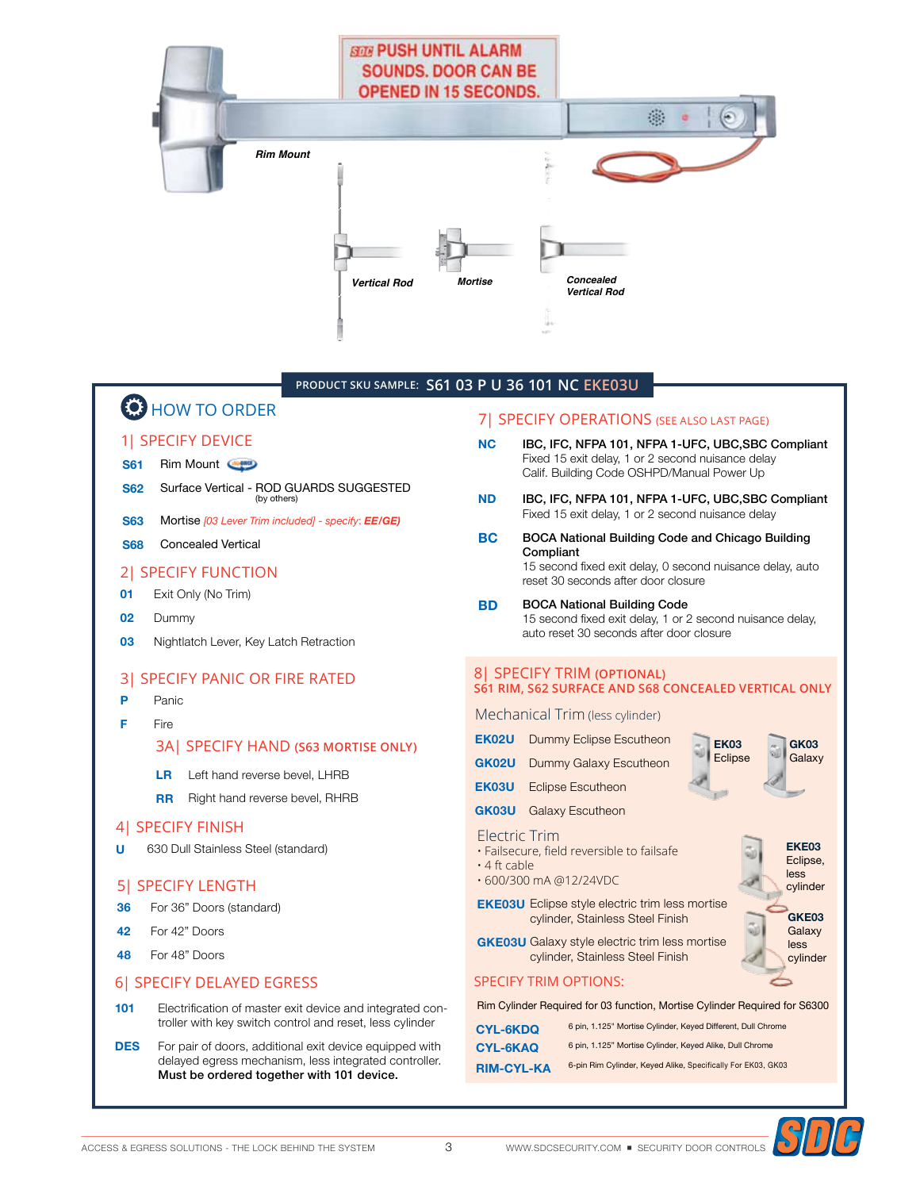PUSH UNTIL ALARM SOUNDS. DOOR CAN BE OPENED IN 15 SECONDS.

*Rim Mount*

*Vertical Rod* *Mortise* *Concealed Vertical Rod*

PRODUCT SKU SAMPLE: **S61 03 P U 36 101 NC EKE03U**

## HOW TO ORDER

### 1| SPECIFY DEVICE

**S61** Rim Mount

**S62** Surface Vertical - ROD GUARDS SUGGESTED (by others)

**S63** Mortise *[03 Lever Trim included] - specify: **EE/GE)***

**S68** Concealed Vertical

### 2| SPECIFY FUNCTION

**01** Exit Only (No Trim)

**02** Dummy

**03** Nightlatch Lever, Key Latch Retraction

### 3| SPECIFY PANIC OR FIRE RATED

**P** Panic

**F** Fire

#### 3A| SPECIFY HAND (S63 MORTISE ONLY)

**LR** Left hand reverse bevel, LHRB

**RR** Right hand reverse bevel, RHRB

### 4| SPECIFY FINISH

**U** 630 Dull Stainless Steel (standard)

### 5| SPECIFY LENGTH

**36** For 36" Doors (standard)

**42** For 42" Doors

**48** For 48" Doors

### 6| SPECIFY DELAYED EGRESS

**101** Electrification of master exit device and integrated controller with key switch control and reset, less cylinder

**DES** For pair of doors, additional exit device equipped with delayed egress mechanism, less integrated controller. **Must be ordered together with 101 device.**

### 7| SPECIFY OPERATIONS (SEE ALSO LAST PAGE)

**NC** **IBC, IFC, NFPA 101, NFPA 1-UFC, UBC,SBC Compliant**
Fixed 15 exit delay, 1 or 2 second nuisance delay
Calif. Building Code OSHPD/Manual Power Up

**ND** **IBC, IFC, NFPA 101, NFPA 1-UFC, UBC,SBC Compliant**
Fixed 15 exit delay, 1 or 2 second nuisance delay

**BC** **BOCA National Building Code and Chicago Building Compliant**
15 second fixed exit delay, 0 second nuisance delay, auto reset 30 seconds after door closure

**BD** **BOCA National Building Code**
15 second fixed exit delay, 1 or 2 second nuisance delay, auto reset 30 seconds after door closure

### 8| SPECIFY TRIM (OPTIONAL)

**S61 RIM, S62 SURFACE AND S68 CONCEALED VERTICAL ONLY**

#### Mechanical Trim (less cylinder)

**EK02U** Dummy Eclipse Escutheon

**GK02U** Dummy Galaxy Escutheon

**EK03U** Eclipse Escutheon

**GK03U** Galaxy Escutheon

**EK03** Eclipse  
**GK03** Galaxy

#### Electric Trim

- Failsecure, field reversible to failsafe
- 4 ft cable
- 600/300 mA @12/24VDC

**EKE03U** Eclipse style electric trim less mortise cylinder, Stainless Steel Finish

**GKE03U** Galaxy style electric trim less mortise cylinder, Stainless Steel Finish

**EKE03** Eclipse, less cylinder  
**GKE03** Galaxy less cylinder

#### SPECIFY TRIM OPTIONS:

Rim Cylinder Required for 03 function, Mortise Cylinder Required for S6300

**CYL-6KDQ** 6 pin, 1.125" Mortise Cylinder, Keyed Different, Dull Chrome

**CYL-6KAQ** 6 pin, 1.125" Mortise Cylinder, Keyed Alike, Dull Chrome

**RIM-CYL-KA** 6-pin Rim Cylinder, Keyed Alike, Specifically For EK03, GK03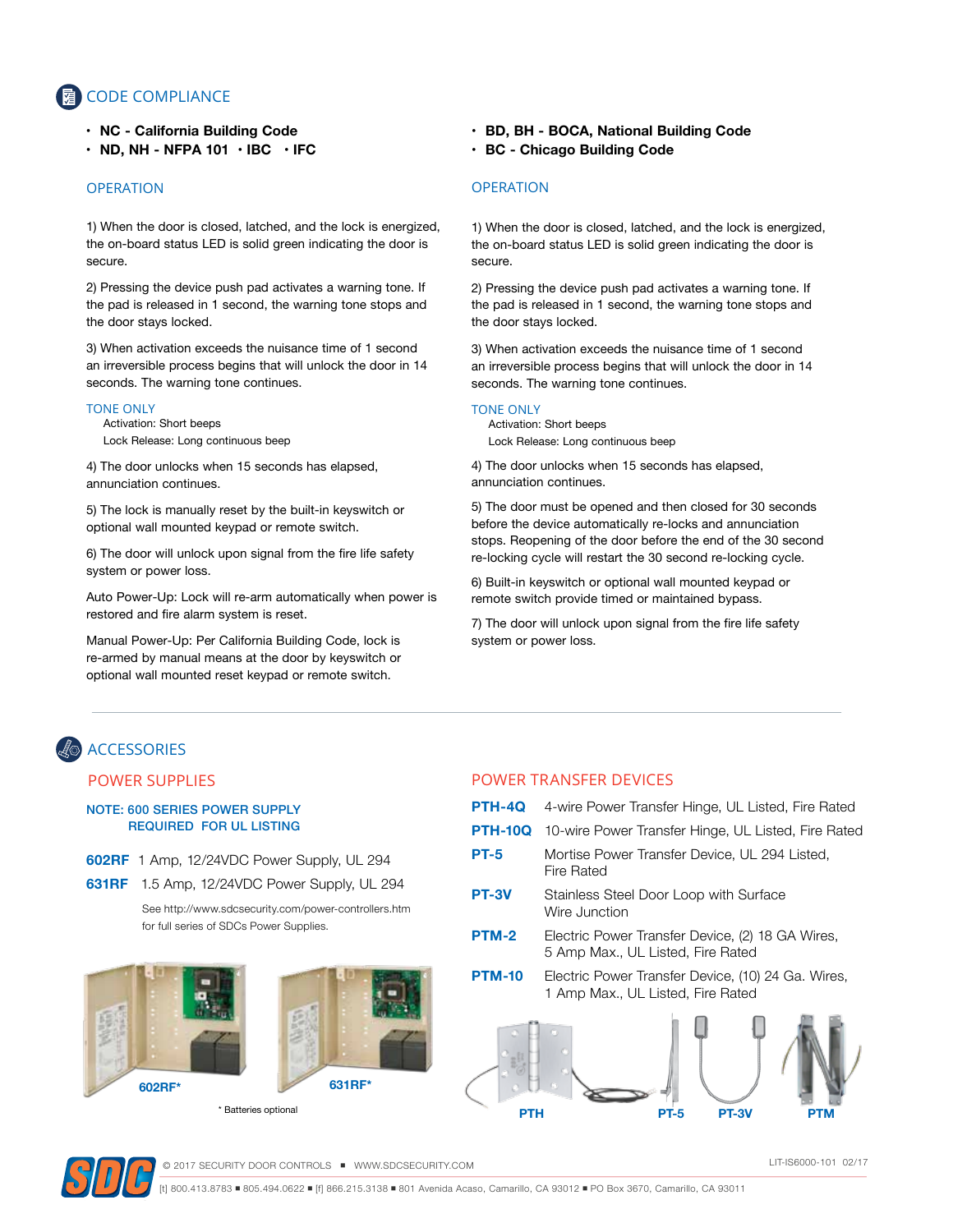## CODE COMPLIANCE

- **NC - California Building Code**
- **ND, NH - NFPA 101** • **IBC** • **IFC**

### OPERATION

1) When the door is closed, latched, and the lock is energized, the on-board status LED is solid green indicating the door is secure.

2) Pressing the device push pad activates a warning tone. If the pad is released in 1 second, the warning tone stops and the door stays locked.

3) When activation exceeds the nuisance time of 1 second an irreversible process begins that will unlock the door in 14 seconds. The warning tone continues.

TONE ONLY
Activation: Short beeps
Lock Release: Long continuous beep

4) The door unlocks when 15 seconds has elapsed, annunciation continues.

5) The lock is manually reset by the built-in keyswitch or optional wall mounted keypad or remote switch.

6) The door will unlock upon signal from the fire life safety system or power loss.

Auto Power-Up: Lock will re-arm automatically when power is restored and fire alarm system is reset.

Manual Power-Up: Per California Building Code, lock is re-armed by manual means at the door by keyswitch or optional wall mounted reset keypad or remote switch.

- **BD, BH - BOCA, National Building Code**
- **BC - Chicago Building Code**

### OPERATION

1) When the door is closed, latched, and the lock is energized, the on-board status LED is solid green indicating the door is secure.

2) Pressing the device push pad activates a warning tone. If the pad is released in 1 second, the warning tone stops and the door stays locked.

3) When activation exceeds the nuisance time of 1 second an irreversible process begins that will unlock the door in 14 seconds. The warning tone continues.

TONE ONLY
Activation: Short beeps
Lock Release: Long continuous beep

4) The door unlocks when 15 seconds has elapsed, annunciation continues.

5) The door must be opened and then closed for 30 seconds before the device automatically re-locks and annunciation stops. Reopening of the door before the end of the 30 second re-locking cycle will restart the 30 second re-locking cycle.

6) Built-in keyswitch or optional wall mounted keypad or remote switch provide timed or maintained bypass.

7) The door will unlock upon signal from the fire life safety system or power loss.

## ACCESSORIES

### POWER SUPPLIES

**NOTE: 600 SERIES POWER SUPPLY REQUIRED FOR UL LISTING**

**602RF** 1 Amp, 12/24VDC Power Supply, UL 294

**631RF** 1.5 Amp, 12/24VDC Power Supply, UL 294

See http://www.sdcsecurity.com/power-controllers.htm for full series of SDCs Power Supplies.

602RF* 631RF*

* Batteries optional

### POWER TRANSFER DEVICES

**PTH-4Q** 4-wire Power Transfer Hinge, UL Listed, Fire Rated

**PTH-10Q** 10-wire Power Transfer Hinge, UL Listed, Fire Rated

**PT-5** Mortise Power Transfer Device, UL 294 Listed, Fire Rated

**PT-3V** Stainless Steel Door Loop with Surface Wire Junction

**PTM-2** Electric Power Transfer Device, (2) 18 GA Wires, 5 Amp Max., UL Listed, Fire Rated

**PTM-10** Electric Power Transfer Device, (10) 24 Ga. Wires, 1 Amp Max., UL Listed, Fire Rated

PTH PT-5 PT-3V PTM

© 2017 SECURITY DOOR CONTROLS ■ WWW.SDCSECURITY.COM LIT-IS6000-101 02/17

[t] 800.413.8783 ■ 805.494.0622 ■ [f] 866.215.3138 ■ 801 Avenida Acaso, Camarillo, CA 93012 ■ PO Box 3670, Camarillo, CA 93011